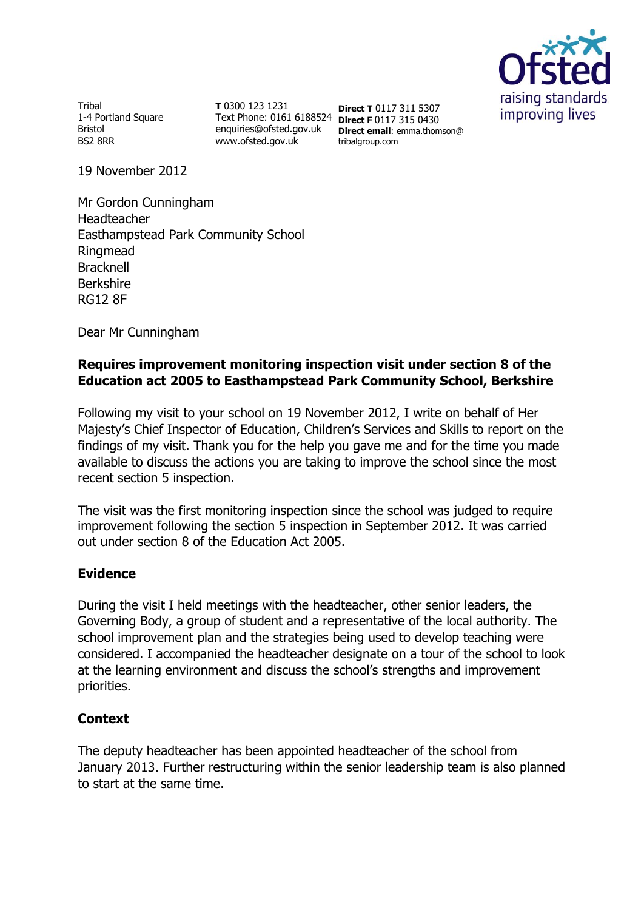Tribal
1-4 Portland Square
Bristol
BS2 8RR

**T** 0300 123 1231
Text Phone: 0161 6188524
enquiries@ofsted.gov.uk
www.ofsted.gov.uk

**Direct T** 0117 311 5307
**Direct F** 0117 315 0430
**Direct email**: emma.thomson@tribalgroup.com

19 November 2012

Mr Gordon Cunningham
Headteacher
Easthampstead Park Community School
Ringmead
Bracknell
Berkshire
RG12 8F

Dear Mr Cunningham

**Requires improvement monitoring inspection visit under section 8 of the Education act 2005 to Easthampstead Park Community School, Berkshire**

Following my visit to your school on 19 November 2012, I write on behalf of Her Majesty's Chief Inspector of Education, Children's Services and Skills to report on the findings of my visit. Thank you for the help you gave me and for the time you made available to discuss the actions you are taking to improve the school since the most recent section 5 inspection.

The visit was the first monitoring inspection since the school was judged to require improvement following the section 5 inspection in September 2012. It was carried out under section 8 of the Education Act 2005.

## Evidence

During the visit I held meetings with the headteacher, other senior leaders, the Governing Body, a group of student and a representative of the local authority. The school improvement plan and the strategies being used to develop teaching were considered. I accompanied the headteacher designate on a tour of the school to look at the learning environment and discuss the school's strengths and improvement priorities.

## Context

The deputy headteacher has been appointed headteacher of the school from January 2013. Further restructuring within the senior leadership team is also planned to start at the same time.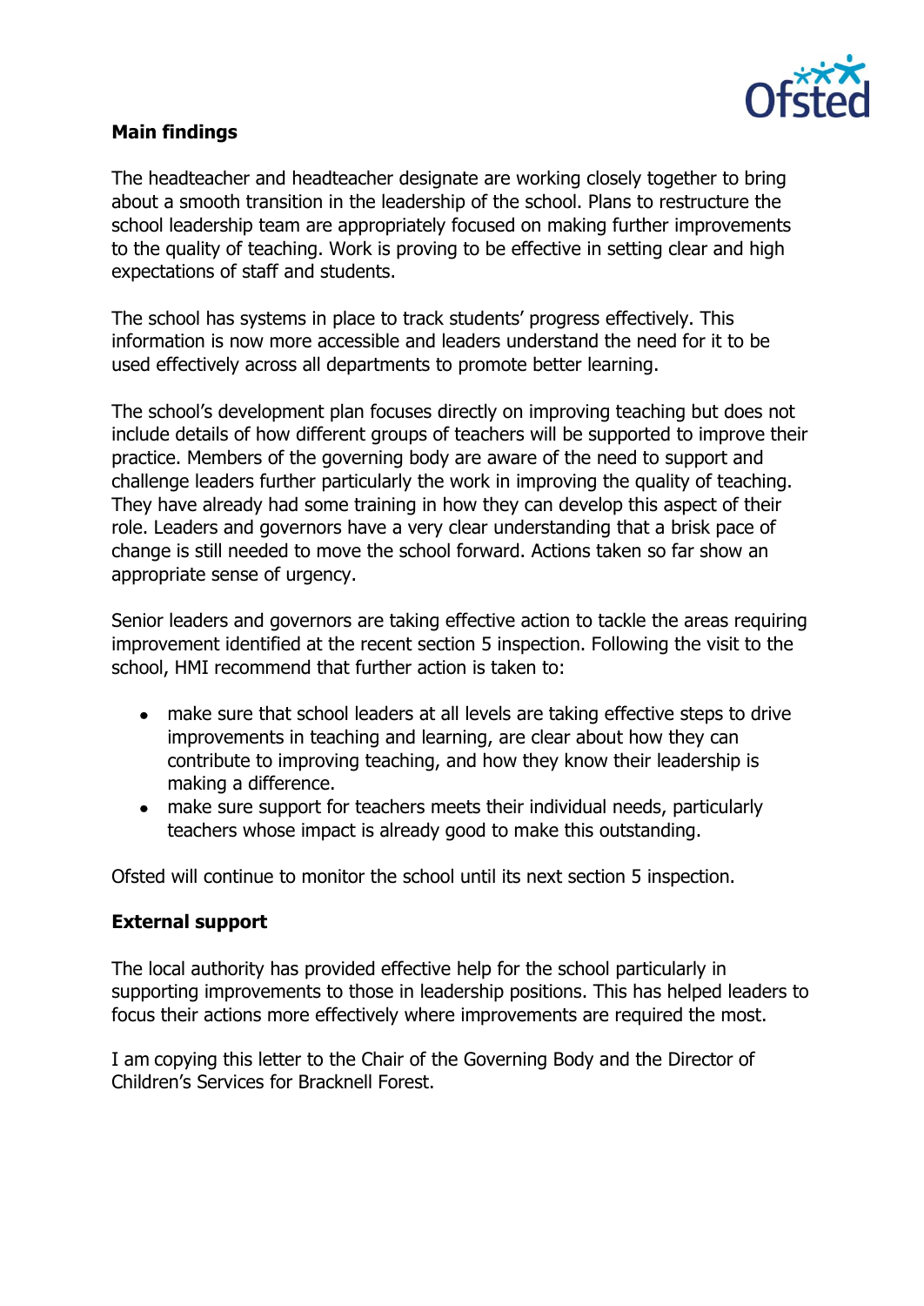## Main findings

The headteacher and headteacher designate are working closely together to bring about a smooth transition in the leadership of the school. Plans to restructure the school leadership team are appropriately focused on making further improvements to the quality of teaching. Work is proving to be effective in setting clear and high expectations of staff and students.

The school has systems in place to track students' progress effectively. This information is now more accessible and leaders understand the need for it to be used effectively across all departments to promote better learning.

The school's development plan focuses directly on improving teaching but does not include details of how different groups of teachers will be supported to improve their practice. Members of the governing body are aware of the need to support and challenge leaders further particularly the work in improving the quality of teaching. They have already had some training in how they can develop this aspect of their role. Leaders and governors have a very clear understanding that a brisk pace of change is still needed to move the school forward. Actions taken so far show an appropriate sense of urgency.

Senior leaders and governors are taking effective action to tackle the areas requiring improvement identified at the recent section 5 inspection. Following the visit to the school, HMI recommend that further action is taken to:

- make sure that school leaders at all levels are taking effective steps to drive improvements in teaching and learning, are clear about how they can contribute to improving teaching, and how they know their leadership is making a difference.
- make sure support for teachers meets their individual needs, particularly teachers whose impact is already good to make this outstanding.

Ofsted will continue to monitor the school until its next section 5 inspection.

## External support

The local authority has provided effective help for the school particularly in supporting improvements to those in leadership positions. This has helped leaders to focus their actions more effectively where improvements are required the most.

I am copying this letter to the Chair of the Governing Body and the Director of Children's Services for Bracknell Forest.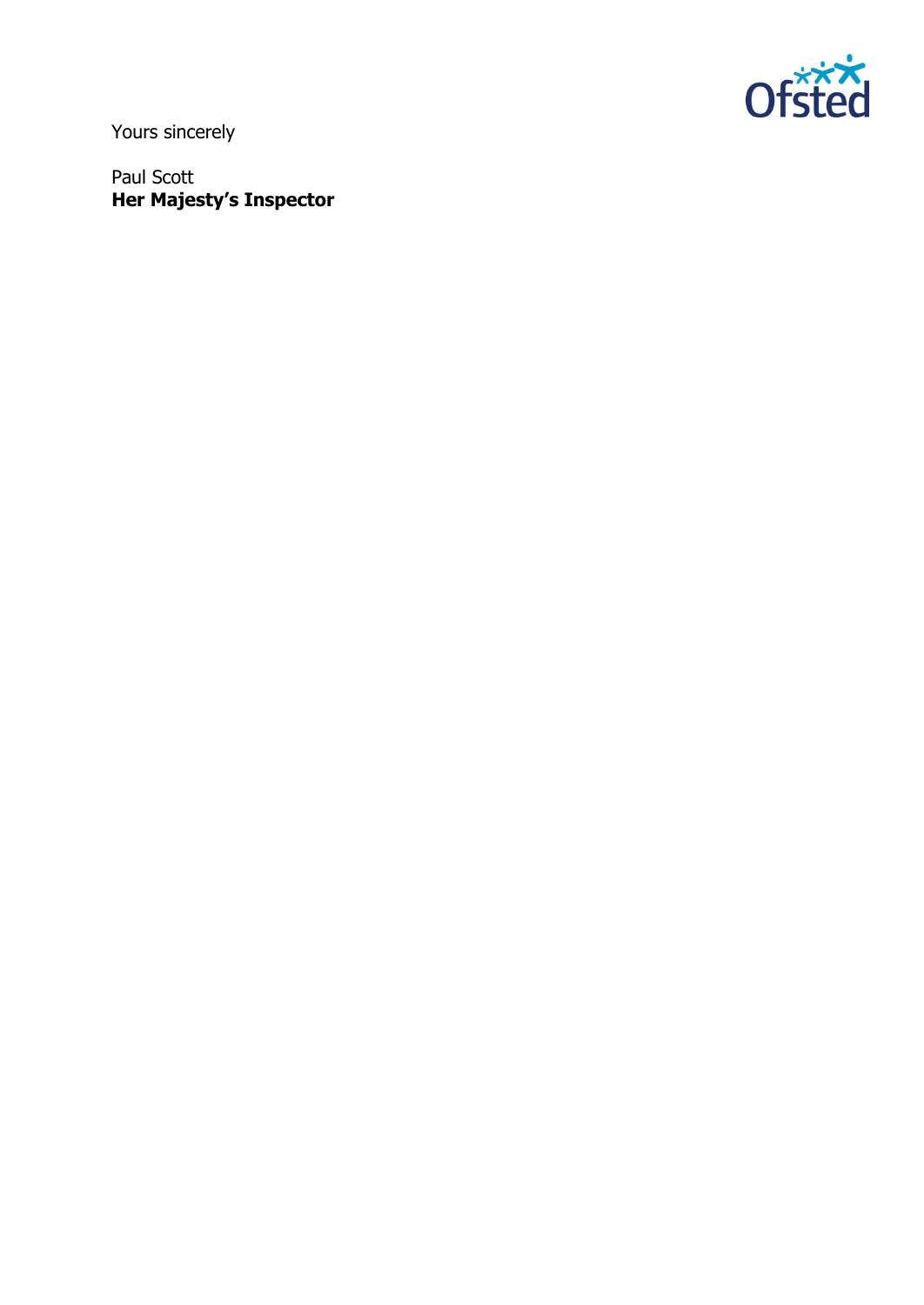Yours sincerely

Paul Scott
**Her Majesty's Inspector**